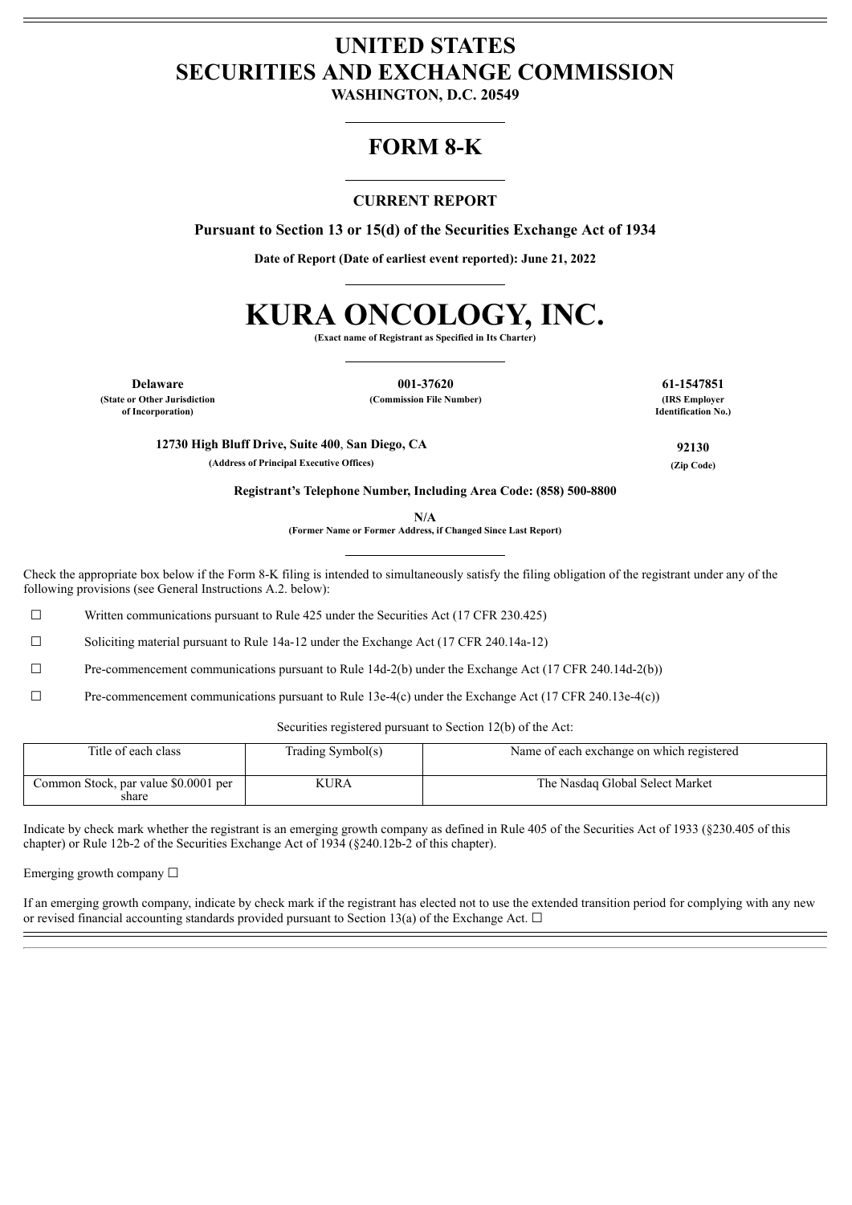# UNITED STATES
# SECURITIES AND EXCHANGE COMMISSION

**WASHINGTON, D.C. 20549**

## FORM 8-K

### CURRENT REPORT

**Pursuant to Section 13 or 15(d) of the Securities Exchange Act of 1934**

**Date of Report (Date of earliest event reported): June 21, 2022**

# KURA ONCOLOGY, INC.

**(Exact name of Registrant as Specified in Its Charter)**

| **Delaware** | **001-37620** | **61-1547851** |
|---|---|---|
| **(State or Other Jurisdiction of Incorporation)** | **(Commission File Number)** | **(IRS Employer Identification No.)** |

| **12730 High Bluff Drive, Suite 400, San Diego, CA** | **92130** |
|---|---|
| **(Address of Principal Executive Offices)** | **(Zip Code)** |

**Registrant's Telephone Number, Including Area Code: (858) 500-8800**

**N/A**

**(Former Name or Former Address, if Changed Since Last Report)**

Check the appropriate box below if the Form 8-K filing is intended to simultaneously satisfy the filing obligation of the registrant under any of the following provisions (see General Instructions A.2. below):

☐ Written communications pursuant to Rule 425 under the Securities Act (17 CFR 230.425)

☐ Soliciting material pursuant to Rule 14a-12 under the Exchange Act (17 CFR 240.14a-12)

☐ Pre-commencement communications pursuant to Rule 14d-2(b) under the Exchange Act (17 CFR 240.14d-2(b))

☐ Pre-commencement communications pursuant to Rule 13e-4(c) under the Exchange Act (17 CFR 240.13e-4(c))

Securities registered pursuant to Section 12(b) of the Act:

| Title of each class | Trading Symbol(s) | Name of each exchange on which registered |
|---|---|---|
| Common Stock, par value $0.0001 per share | KURA | The Nasdaq Global Select Market |

Indicate by check mark whether the registrant is an emerging growth company as defined in Rule 405 of the Securities Act of 1933 (§230.405 of this chapter) or Rule 12b-2 of the Securities Exchange Act of 1934 (§240.12b-2 of this chapter).

Emerging growth company ☐

If an emerging growth company, indicate by check mark if the registrant has elected not to use the extended transition period for complying with any new or revised financial accounting standards provided pursuant to Section 13(a) of the Exchange Act. ☐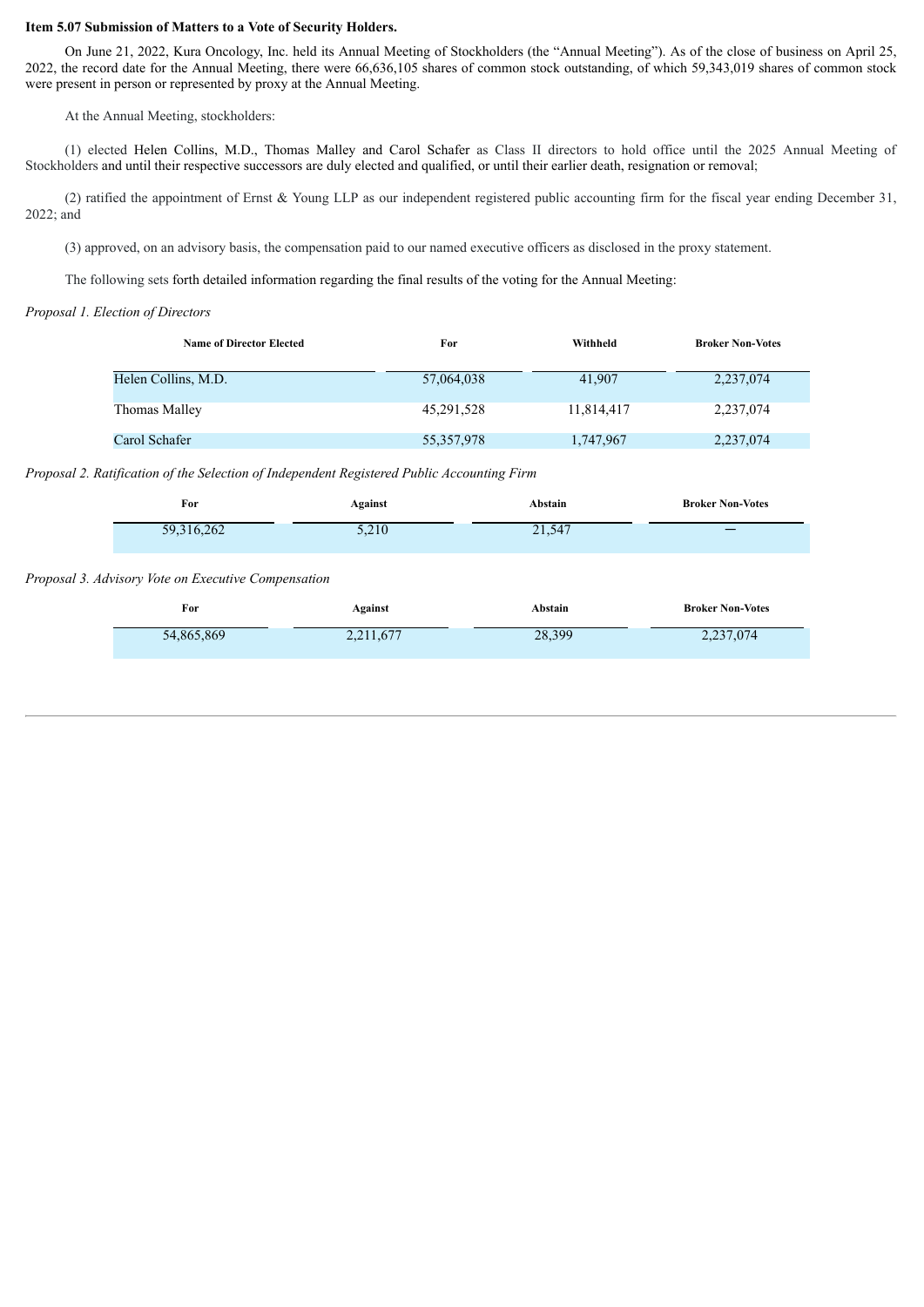**Item 5.07 Submission of Matters to a Vote of Security Holders.**

On June 21, 2022, Kura Oncology, Inc. held its Annual Meeting of Stockholders (the "Annual Meeting"). As of the close of business on April 25, 2022, the record date for the Annual Meeting, there were 66,636,105 shares of common stock outstanding, of which 59,343,019 shares of common stock were present in person or represented by proxy at the Annual Meeting.

At the Annual Meeting, stockholders:

(1) elected Helen Collins, M.D., Thomas Malley and Carol Schafer as Class II directors to hold office until the 2025 Annual Meeting of Stockholders and until their respective successors are duly elected and qualified, or until their earlier death, resignation or removal;

(2) ratified the appointment of Ernst & Young LLP as our independent registered public accounting firm for the fiscal year ending December 31, 2022; and

(3) approved, on an advisory basis, the compensation paid to our named executive officers as disclosed in the proxy statement.

The following sets forth detailed information regarding the final results of the voting for the Annual Meeting:

*Proposal 1. Election of Directors*

| Name of Director Elected | For | Withheld | Broker Non-Votes |
|---|---|---|---|
| Helen Collins, M.D. | 57,064,038 | 41,907 | 2,237,074 |
| Thomas Malley | 45,291,528 | 11,814,417 | 2,237,074 |
| Carol Schafer | 55,357,978 | 1,747,967 | 2,237,074 |

*Proposal 2. Ratification of the Selection of Independent Registered Public Accounting Firm*

| For | Against | Abstain | Broker Non-Votes |
|---|---|---|---|
| 59,316,262 | 5,210 | 21,547 | — |

*Proposal 3. Advisory Vote on Executive Compensation*

| For | Against | Abstain | Broker Non-Votes |
|---|---|---|---|
| 54,865,869 | 2,211,677 | 28,399 | 2,237,074 |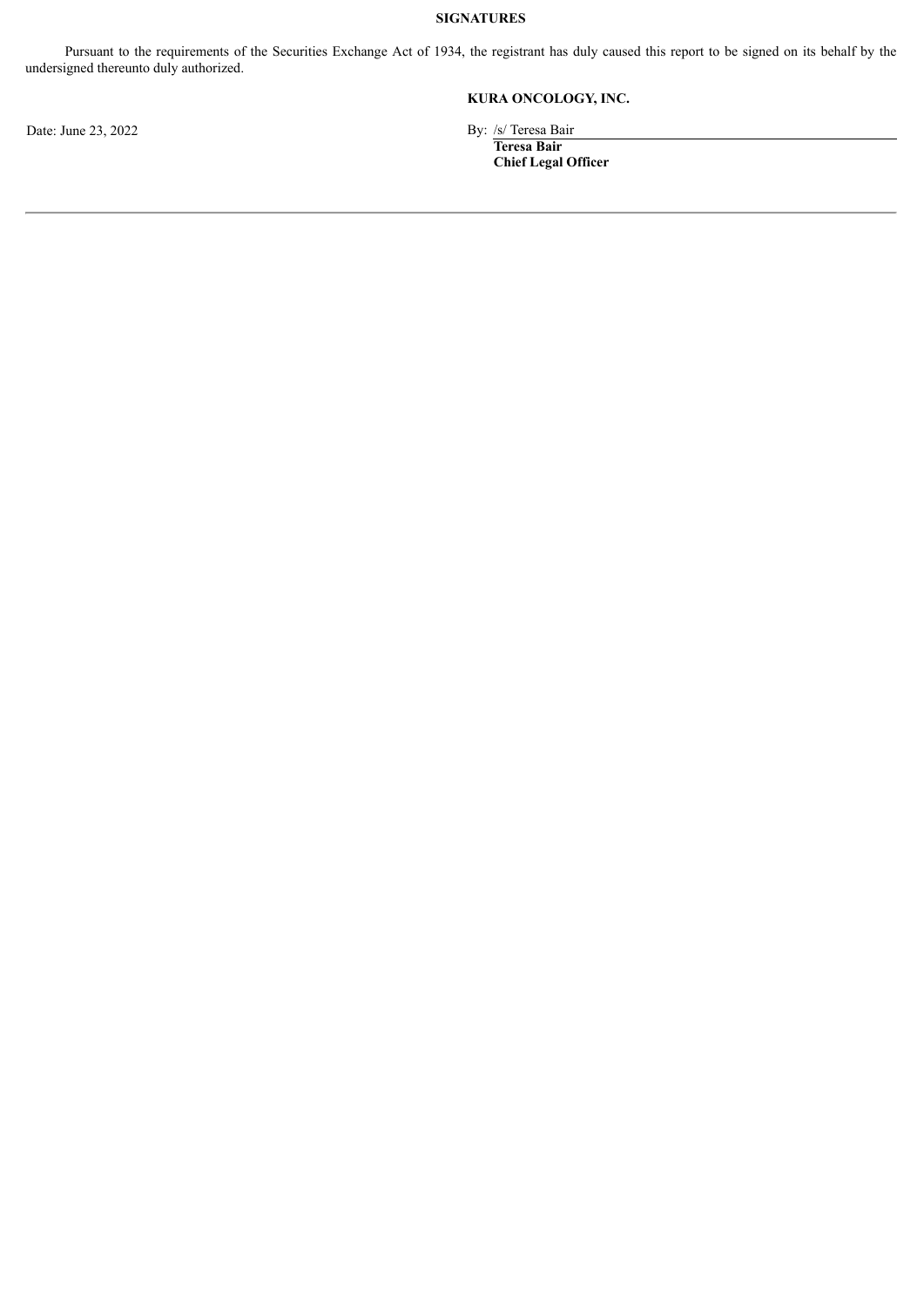**SIGNATURES**

Pursuant to the requirements of the Securities Exchange Act of 1934, the registrant has duly caused this report to be signed on its behalf by the undersigned thereunto duly authorized.

**KURA ONCOLOGY, INC.**

Date: June 23, 2022

By: /s/ Teresa Bair
**Teresa Bair**
**Chief Legal Officer**